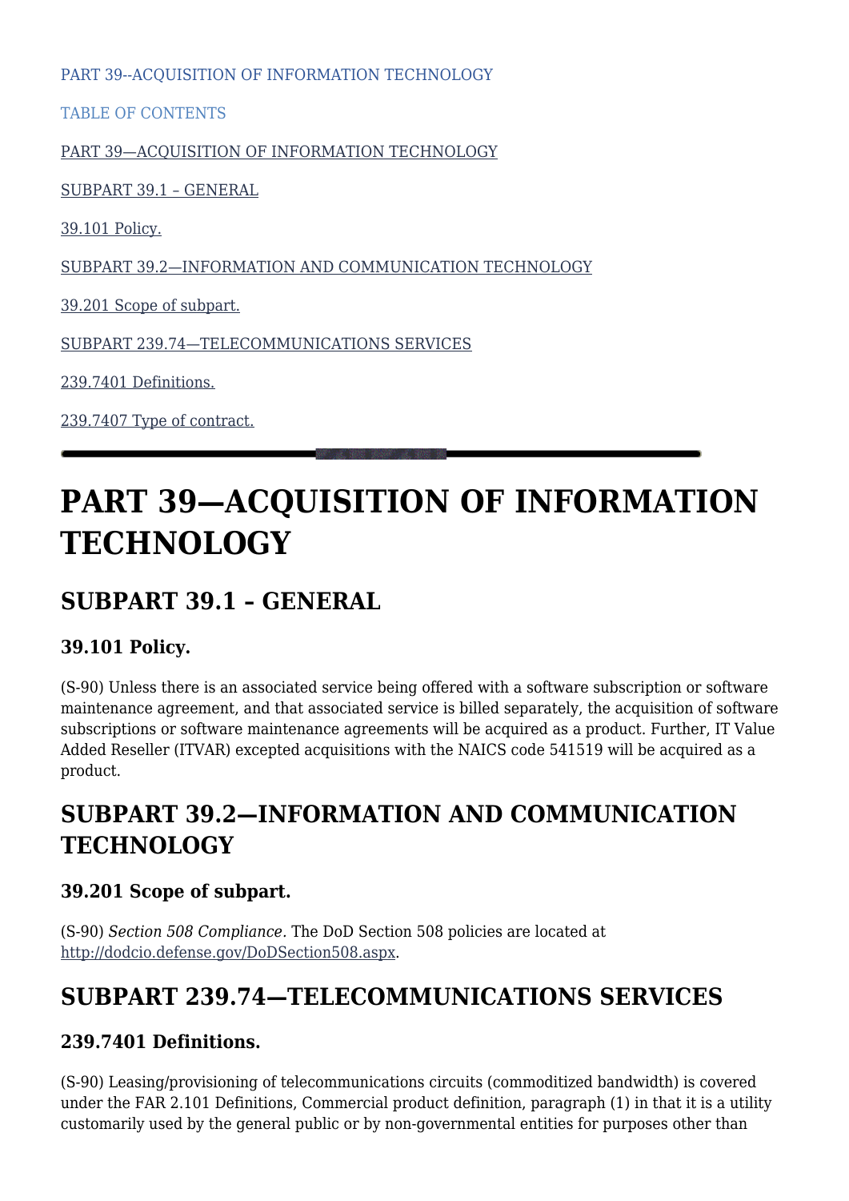PART 39--ACQUISITION OF INFORMATION TECHNOLOGY

TABLE OF CONTENTS

PART 39—ACQUISITION OF INFORMATION TECHNOLOGY

SUBPART 39.1 – GENERAL

39.101 Policy.

SUBPART 39.2—INFORMATION AND COMMUNICATION TECHNOLOGY

39.201 Scope of subpart.

SUBPART 239.74—TELECOMMUNICATIONS SERVICES

239.7401 Definitions.

239.7407 Type of contract.

---

# PART 39—ACQUISITION OF INFORMATION TECHNOLOGY

## SUBPART 39.1 – GENERAL

### 39.101 Policy.

(S-90) Unless there is an associated service being offered with a software subscription or software maintenance agreement, and that associated service is billed separately, the acquisition of software subscriptions or software maintenance agreements will be acquired as a product. Further, IT Value Added Reseller (ITVAR) excepted acquisitions with the NAICS code 541519 will be acquired as a product.

## SUBPART 39.2—INFORMATION AND COMMUNICATION TECHNOLOGY

### 39.201 Scope of subpart.

(S-90) *Section 508 Compliance*. The DoD Section 508 policies are located at http://dodcio.defense.gov/DoDSection508.aspx.

## SUBPART 239.74—TELECOMMUNICATIONS SERVICES

### 239.7401 Definitions.

(S-90) Leasing/provisioning of telecommunications circuits (commoditized bandwidth) is covered under the FAR 2.101 Definitions, Commercial product definition, paragraph (1) in that it is a utility customarily used by the general public or by non-governmental entities for purposes other than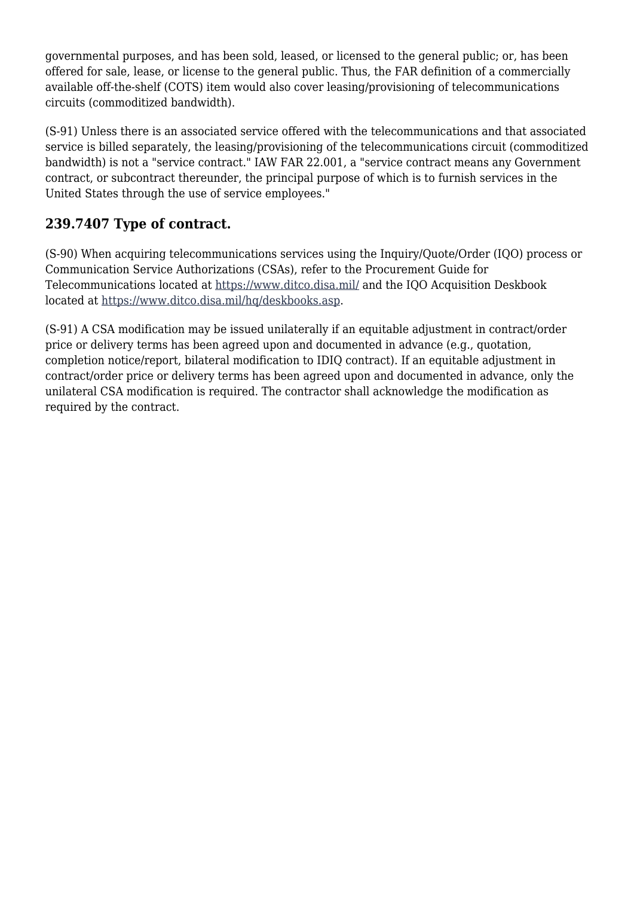governmental purposes, and has been sold, leased, or licensed to the general public; or, has been offered for sale, lease, or license to the general public. Thus, the FAR definition of a commercially available off-the-shelf (COTS) item would also cover leasing/provisioning of telecommunications circuits (commoditized bandwidth).

(S-91) Unless there is an associated service offered with the telecommunications and that associated service is billed separately, the leasing/provisioning of the telecommunications circuit (commoditized bandwidth) is not a "service contract." IAW FAR 22.001, a "service contract means any Government contract, or subcontract thereunder, the principal purpose of which is to furnish services in the United States through the use of service employees."

## 239.7407 Type of contract.

(S-90) When acquiring telecommunications services using the Inquiry/Quote/Order (IQO) process or Communication Service Authorizations (CSAs), refer to the Procurement Guide for Telecommunications located at [https://www.ditco.disa.mil/](https://www.ditco.disa.mil/) and the IQO Acquisition Deskbook located at [https://www.ditco.disa.mil/hq/deskbooks.asp](https://www.ditco.disa.mil/hq/deskbooks.asp).

(S-91) A CSA modification may be issued unilaterally if an equitable adjustment in contract/order price or delivery terms has been agreed upon and documented in advance (e.g., quotation, completion notice/report, bilateral modification to IDIQ contract). If an equitable adjustment in contract/order price or delivery terms has been agreed upon and documented in advance, only the unilateral CSA modification is required. The contractor shall acknowledge the modification as required by the contract.